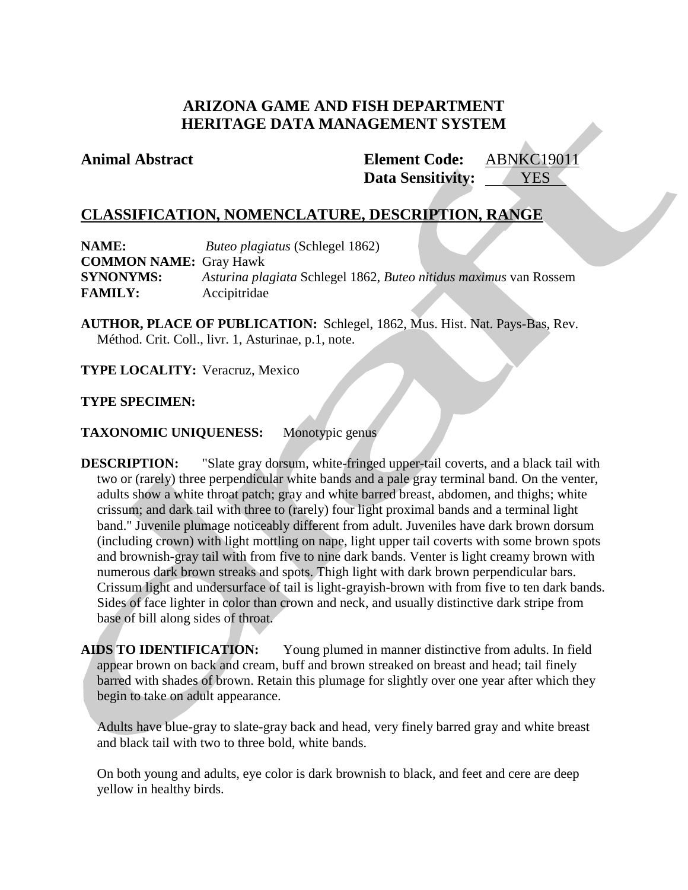# ARIZONA GAME AND FISH DEPARTMENT
# HERITAGE DATA MANAGEMENT SYSTEM

**Animal Abstract** **Element Code:** ABNKC19011
**Data Sensitivity:** YES

## CLASSIFICATION, NOMENCLATURE, DESCRIPTION, RANGE

**NAME:** *Buteo plagiatus* (Schlegel 1862)
**COMMON NAME:** Gray Hawk
**SYNONYMS:** *Asturina plagiata* Schlegel 1862, *Buteo nitidus maximus* van Rossem
**FAMILY:** Accipitridae

**AUTHOR, PLACE OF PUBLICATION:** Schlegel, 1862, Mus. Hist. Nat. Pays-Bas, Rev. Méthod. Crit. Coll., livr. 1, Asturinae, p.1, note.

**TYPE LOCALITY:** Veracruz, Mexico

**TYPE SPECIMEN:**

**TAXONOMIC UNIQUENESS:** Monotypic genus

**DESCRIPTION:** "Slate gray dorsum, white-fringed upper-tail coverts, and a black tail with two or (rarely) three perpendicular white bands and a pale gray terminal band. On the venter, adults show a white throat patch; gray and white barred breast, abdomen, and thighs; white crissum; and dark tail with three to (rarely) four light proximal bands and a terminal light band." Juvenile plumage noticeably different from adult. Juveniles have dark brown dorsum (including crown) with light mottling on nape, light upper tail coverts with some brown spots and brownish-gray tail with from five to nine dark bands. Venter is light creamy brown with numerous dark brown streaks and spots. Thigh light with dark brown perpendicular bars. Crissum light and undersurface of tail is light-grayish-brown with from five to ten dark bands. Sides of face lighter in color than crown and neck, and usually distinctive dark stripe from base of bill along sides of throat.

**AIDS TO IDENTIFICATION:** Young plumed in manner distinctive from adults. In field appear brown on back and cream, buff and brown streaked on breast and head; tail finely barred with shades of brown. Retain this plumage for slightly over one year after which they begin to take on adult appearance.

Adults have blue-gray to slate-gray back and head, very finely barred gray and white breast and black tail with two to three bold, white bands.

On both young and adults, eye color is dark brownish to black, and feet and cere are deep yellow in healthy birds.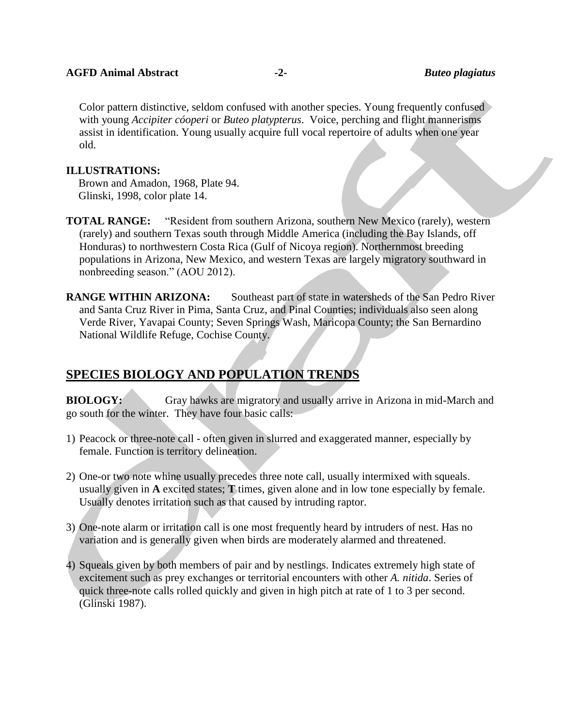Color pattern distinctive, seldom confused with another species. Young frequently confused with young *Accipiter cóoperi* or *Buteo platypterus*. Voice, perching and flight mannerisms assist in identification. Young usually acquire full vocal repertoire of adults when one year old.

**ILLUSTRATIONS:**

Brown and Amadon, 1968, Plate 94.
Glinski, 1998, color plate 14.

**TOTAL RANGE:** "Resident from southern Arizona, southern New Mexico (rarely), western (rarely) and southern Texas south through Middle America (including the Bay Islands, off Honduras) to northwestern Costa Rica (Gulf of Nicoya region). Northernmost breeding populations in Arizona, New Mexico, and western Texas are largely migratory southward in nonbreeding season." (AOU 2012).

**RANGE WITHIN ARIZONA:** Southeast part of state in watersheds of the San Pedro River and Santa Cruz River in Pima, Santa Cruz, and Pinal Counties; individuals also seen along Verde River, Yavapai County; Seven Springs Wash, Maricopa County; the San Bernardino National Wildlife Refuge, Cochise County.

## SPECIES BIOLOGY AND POPULATION TRENDS

**BIOLOGY:** Gray hawks are migratory and usually arrive in Arizona in mid-March and go south for the winter. They have four basic calls:

1) Peacock or three-note call - often given in slurred and exaggerated manner, especially by female. Function is territory delineation.

2) One-or two note whine usually precedes three note call, usually intermixed with squeals. usually given in **A** excited states; **T** times, given alone and in low tone especially by female. Usually denotes irritation such as that caused by intruding raptor.

3) One-note alarm or irritation call is one most frequently heard by intruders of nest. Has no variation and is generally given when birds are moderately alarmed and threatened.

4) Squeals given by both members of pair and by nestlings. Indicates extremely high state of excitement such as prey exchanges or territorial encounters with other *A. nitida*. Series of quick three-note calls rolled quickly and given in high pitch at rate of 1 to 3 per second. (Glinski 1987).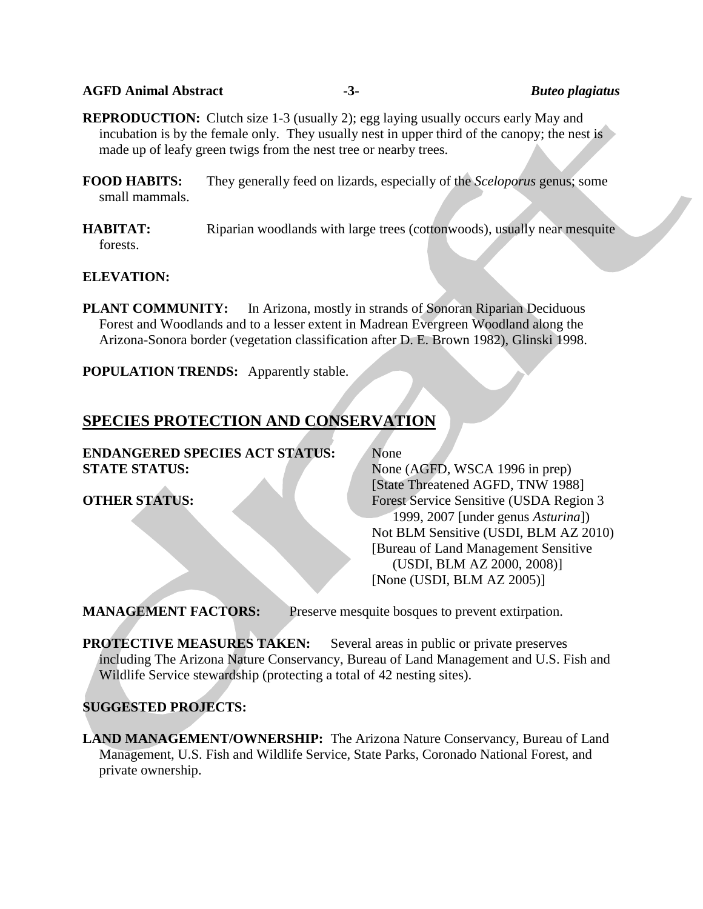**REPRODUCTION:** Clutch size 1-3 (usually 2); egg laying usually occurs early May and incubation is by the female only. They usually nest in upper third of the canopy; the nest is made up of leafy green twigs from the nest tree or nearby trees.

**FOOD HABITS:** They generally feed on lizards, especially of the *Sceloporus* genus; some small mammals.

**HABITAT:** Riparian woodlands with large trees (cottonwoods), usually near mesquite forests.

**ELEVATION:**

**PLANT COMMUNITY:** In Arizona, mostly in strands of Sonoran Riparian Deciduous Forest and Woodlands and to a lesser extent in Madrean Evergreen Woodland along the Arizona-Sonora border (vegetation classification after D. E. Brown 1982), Glinski 1998.

**POPULATION TRENDS:** Apparently stable.

## SPECIES PROTECTION AND CONSERVATION

**ENDANGERED SPECIES ACT STATUS:** None

**STATE STATUS:** None (AGFD, WSCA 1996 in prep) [State Threatened AGFD, TNW 1988]

**OTHER STATUS:** Forest Service Sensitive (USDA Region 3 1999, 2007 [under genus *Asturina*])
Not BLM Sensitive (USDI, BLM AZ 2010)
[Bureau of Land Management Sensitive (USDI, BLM AZ 2000, 2008)]
[None (USDI, BLM AZ 2005)]

**MANAGEMENT FACTORS:** Preserve mesquite bosques to prevent extirpation.

**PROTECTIVE MEASURES TAKEN:** Several areas in public or private preserves including The Arizona Nature Conservancy, Bureau of Land Management and U.S. Fish and Wildlife Service stewardship (protecting a total of 42 nesting sites).

**SUGGESTED PROJECTS:**

**LAND MANAGEMENT/OWNERSHIP:** The Arizona Nature Conservancy, Bureau of Land Management, U.S. Fish and Wildlife Service, State Parks, Coronado National Forest, and private ownership.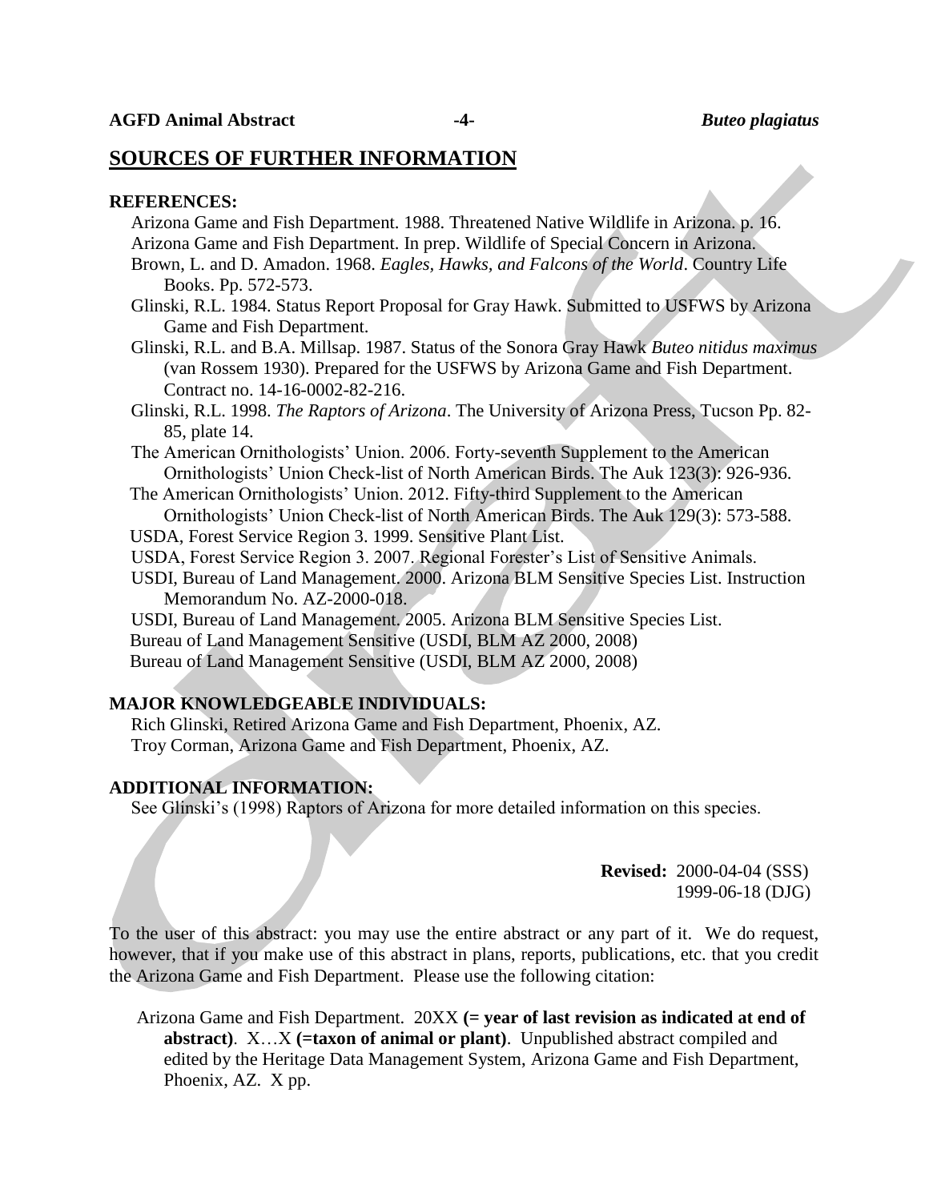## SOURCES OF FURTHER INFORMATION

**REFERENCES:**

Arizona Game and Fish Department. 1988. Threatened Native Wildlife in Arizona. p. 16.

Arizona Game and Fish Department. In prep. Wildlife of Special Concern in Arizona.

Brown, L. and D. Amadon. 1968. *Eagles, Hawks, and Falcons of the World*. Country Life Books. Pp. 572-573.

Glinski, R.L. 1984. Status Report Proposal for Gray Hawk. Submitted to USFWS by Arizona Game and Fish Department.

Glinski, R.L. and B.A. Millsap. 1987. Status of the Sonora Gray Hawk *Buteo nitidus maximus* (van Rossem 1930). Prepared for the USFWS by Arizona Game and Fish Department. Contract no. 14-16-0002-82-216.

Glinski, R.L. 1998. *The Raptors of Arizona*. The University of Arizona Press, Tucson Pp. 82-85, plate 14.

The American Ornithologists' Union. 2006. Forty-seventh Supplement to the American Ornithologists' Union Check-list of North American Birds. The Auk 123(3): 926-936.

The American Ornithologists' Union. 2012. Fifty-third Supplement to the American Ornithologists' Union Check-list of North American Birds. The Auk 129(3): 573-588.

USDA, Forest Service Region 3. 1999. Sensitive Plant List.

USDA, Forest Service Region 3. 2007. Regional Forester's List of Sensitive Animals.

USDI, Bureau of Land Management. 2000. Arizona BLM Sensitive Species List. Instruction Memorandum No. AZ-2000-018.

USDI, Bureau of Land Management. 2005. Arizona BLM Sensitive Species List.

Bureau of Land Management Sensitive (USDI, BLM AZ 2000, 2008)

Bureau of Land Management Sensitive (USDI, BLM AZ 2000, 2008)

**MAJOR KNOWLEDGEABLE INDIVIDUALS:**

Rich Glinski, Retired Arizona Game and Fish Department, Phoenix, AZ.

Troy Corman, Arizona Game and Fish Department, Phoenix, AZ.

**ADDITIONAL INFORMATION:**

See Glinski's (1998) Raptors of Arizona for more detailed information on this species.

**Revised:** 2000-04-04 (SSS)
1999-06-18 (DJG)

To the user of this abstract: you may use the entire abstract or any part of it. We do request, however, that if you make use of this abstract in plans, reports, publications, etc. that you credit the Arizona Game and Fish Department. Please use the following citation:

Arizona Game and Fish Department. 20XX **(= year of last revision as indicated at end of abstract)**. X…X **(=taxon of animal or plant)**. Unpublished abstract compiled and edited by the Heritage Data Management System, Arizona Game and Fish Department, Phoenix, AZ. X pp.